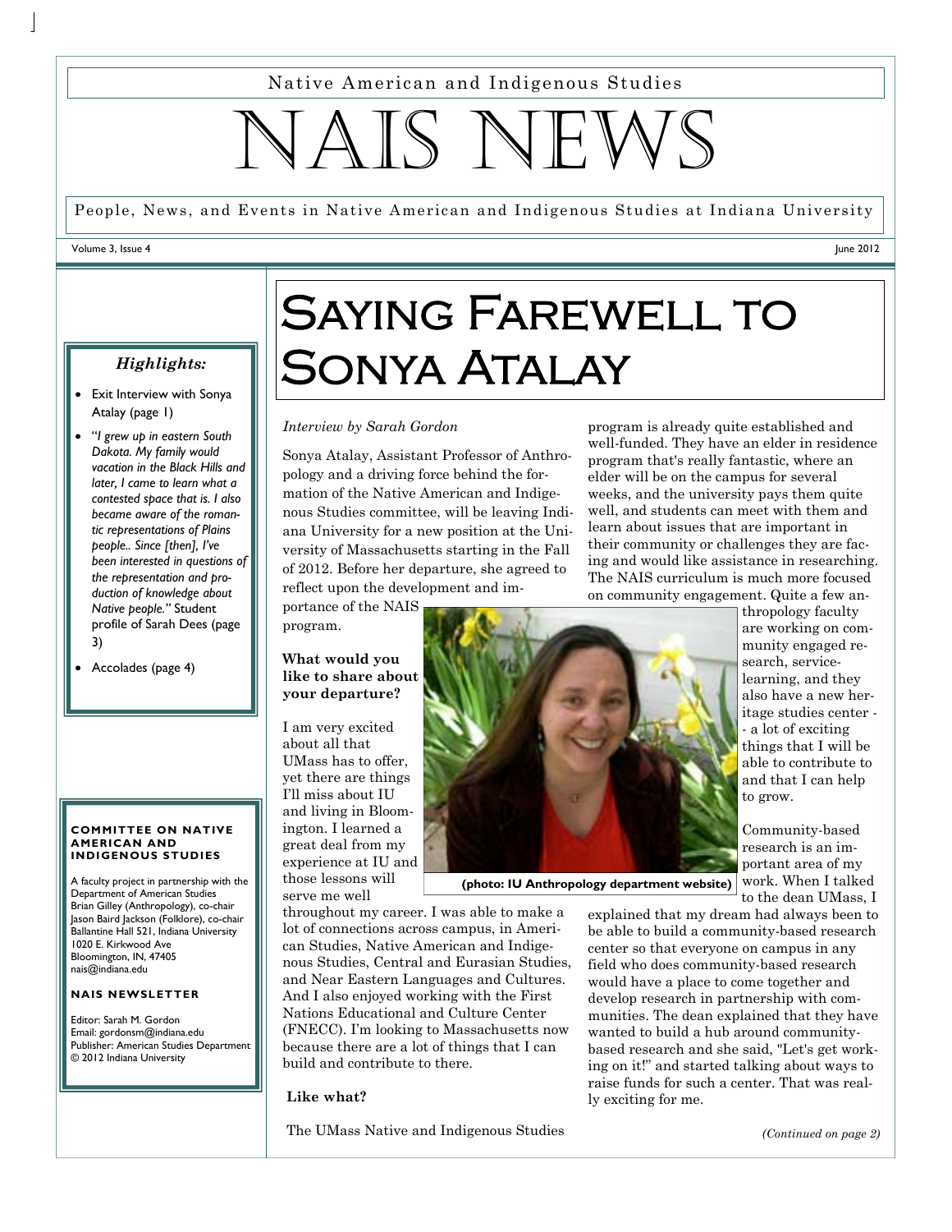Native American and Indigenous Studies

# NAIS NEWS

People, News, and Events in Native American and Indigenous Studies at Indiana University

Volume 3, Issue 4 — June 2012

# Saying Farewell to Sonya Atalay

*Interview by Sarah Gordon*

Sonya Atalay, Assistant Professor of Anthropology and a driving force behind the formation of the Native American and Indigenous Studies committee, will be leaving Indiana University for a new position at the University of Massachusetts starting in the Fall of 2012. Before her departure, she agreed to reflect upon the development and importance of the NAIS program.

**What would you like to share about your departure?**

I am very excited about all that UMass has to offer, yet there are things I'll miss about IU and living in Bloomington. I learned a great deal from my experience at IU and those lessons will serve me well throughout my career. I was able to make a lot of connections across campus, in American Studies, Native American and Indigenous Studies, Central and Eurasian Studies, and Near Eastern Languages and Cultures. And I also enjoyed working with the First Nations Educational and Culture Center (FNECC). I'm looking to Massachusetts now because there are a lot of things that I can build and contribute to there.

**Like what?**

The UMass Native and Indigenous Studies program is already quite established and well-funded. They have an elder in residence program that's really fantastic, where an elder will be on the campus for several weeks, and the university pays them quite well, and students can meet with them and learn about issues that are important in their community or challenges they are facing and would like assistance in researching. The NAIS curriculum is much more focused on community engagement. Quite a few anthropology faculty are working on community engaged research, service-learning, and they also have a new heritage studies center -- a lot of exciting things that I will be able to contribute to and that I can help to grow.

(photo: IU Anthropology department website)

Community-based research is an important area of my work. When I talked to the dean UMass, I explained that my dream had always been to be able to build a community-based research center so that everyone on campus in any field who does community-based research would have a place to come together and develop research in partnership with communities. The dean explained that they have wanted to build a hub around community-based research and she said, "Let's get working on it!" and started talking about ways to raise funds for such a center. That was really exciting for me.

*(Continued on page 2)*

---

### *Highlights:*

- Exit Interview with Sonya Atalay (page 1)
- "*I grew up in eastern South Dakota. My family would vacation in the Black Hills and later, I came to learn what a contested space that is. I also became aware of the romantic representations of Plains people.. Since [then], I've been interested in questions of the representation and production of knowledge about Native people."* Student profile of Sarah Dees (page 3)
- Accolades (page 4)

#### COMMITTEE ON NATIVE AMERICAN AND INDIGENOUS STUDIES

A faculty project in partnership with the Department of American Studies
Brian Gilley (Anthropology), co-chair
Jason Baird Jackson (Folklore), co-chair
Ballantine Hall 521, Indiana University
1020 E. Kirkwood Ave
Bloomington, IN, 47405
nais@indiana.edu

#### NAIS NEWSLETTER

Editor: Sarah M. Gordon
Email: gordonsm@indiana.edu
Publisher: American Studies Department
© 2012 Indiana University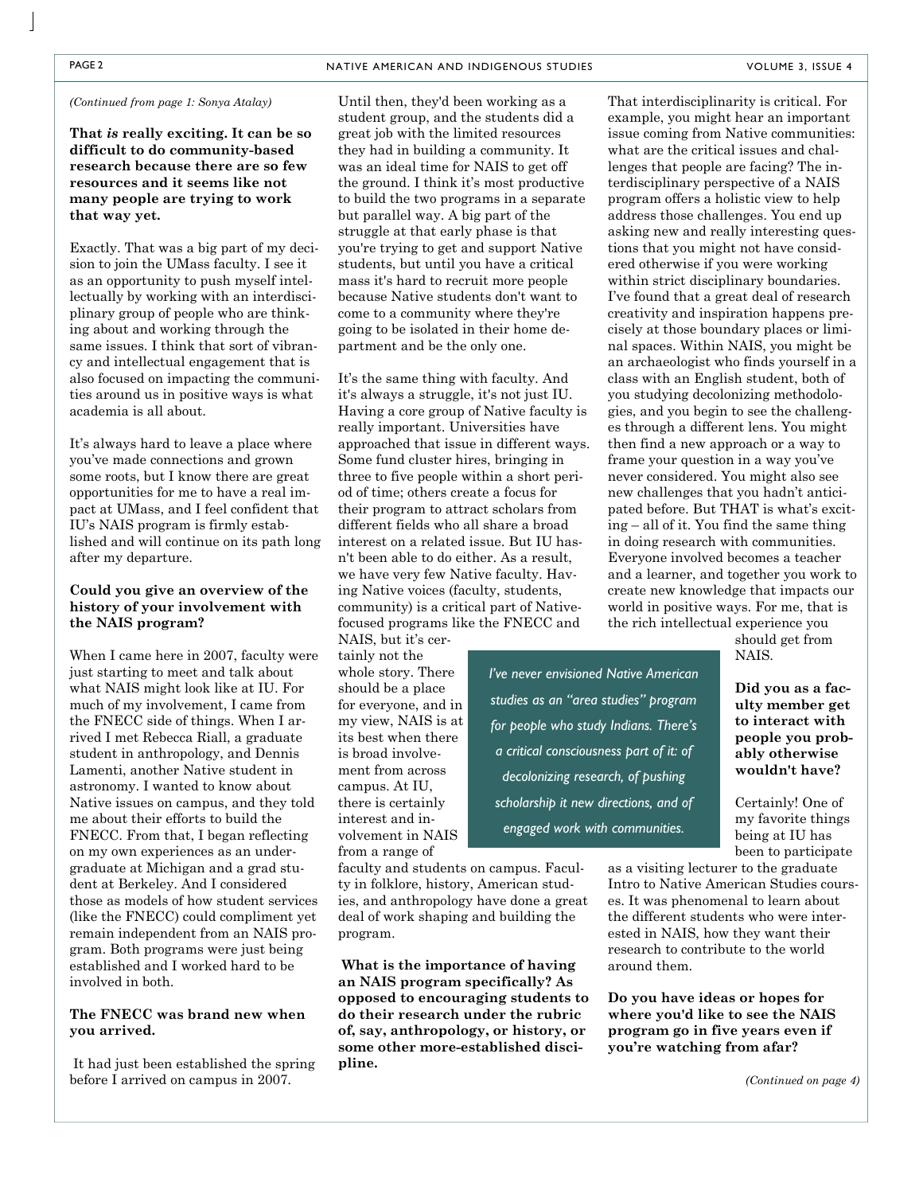*(Continued from page 1: Sonya Atalay)*

**That *is* really exciting. It can be so difficult to do community-based research because there are so few resources and it seems like not many people are trying to work that way yet.**

Exactly. That was a big part of my decision to join the UMass faculty. I see it as an opportunity to push myself intellectually by working with an interdisciplinary group of people who are thinking about and working through the same issues. I think that sort of vibrancy and intellectual engagement that is also focused on impacting the communities around us in positive ways is what academia is all about.

It's always hard to leave a place where you've made connections and grown some roots, but I know there are great opportunities for me to have a real impact at UMass, and I feel confident that IU's NAIS program is firmly established and will continue on its path long after my departure.

**Could you give an overview of the history of your involvement with the NAIS program?**

When I came here in 2007, faculty were just starting to meet and talk about what NAIS might look like at IU. For much of my involvement, I came from the FNECC side of things. When I arrived I met Rebecca Riall, a graduate student in anthropology, and Dennis Lamenti, another Native student in astronomy. I wanted to know about Native issues on campus, and they told me about their efforts to build the FNECC. From that, I began reflecting on my own experiences as an undergraduate at Michigan and a grad student at Berkeley. And I considered those as models of how student services (like the FNECC) could compliment yet remain independent from an NAIS program. Both programs were just being established and I worked hard to be involved in both.

**The FNECC was brand new when you arrived.**

It had just been established the spring before I arrived on campus in 2007. Until then, they'd been working as a student group, and the students did a great job with the limited resources they had in building a community. It was an ideal time for NAIS to get off the ground. I think it's most productive to build the two programs in a separate but parallel way. A big part of the struggle at that early phase is that you're trying to get and support Native students, but until you have a critical mass it's hard to recruit more people because Native students don't want to come to a community where they're going to be isolated in their home department and be the only one.

It's the same thing with faculty. And it's always a struggle, it's not just IU. Having a core group of Native faculty is really important. Universities have approached that issue in different ways. Some fund cluster hires, bringing in three to five people within a short period of time; others create a focus for their program to attract scholars from different fields who all share a broad interest on a related issue. But IU hasn't been able to do either. As a result, we have very few Native faculty. Having Native voices (faculty, students, community) is a critical part of Native-focused programs like the FNECC and NAIS, but it's certainly not the whole story. There should be a place for everyone, and in my view, NAIS is at its best when there is broad involvement from across campus. At IU, there is certainly interest and involvement in NAIS from a range of faculty and students on campus. Faculty in folklore, history, American studies, and anthropology have done a great deal of work shaping and building the program.

> *I've never envisioned Native American studies as an "area studies" program for people who study Indians. There's a critical consciousness part of it: of decolonizing research, of pushing scholarship it new directions, and of engaged work with communities.*

**What is the importance of having an NAIS program specifically? As opposed to encouraging students to do their research under the rubric of, say, anthropology, or history, or some other more-established discipline.**

That interdisciplinarity is critical. For example, you might hear an important issue coming from Native communities: what are the critical issues and challenges that people are facing? The interdisciplinary perspective of a NAIS program offers a holistic view to help address those challenges. You end up asking new and really interesting questions that you might not have considered otherwise if you were working within strict disciplinary boundaries. I've found that a great deal of research creativity and inspiration happens precisely at those boundary places or liminal spaces. Within NAIS, you might be an archaeologist who finds yourself in a class with an English student, both of you studying decolonizing methodologies, and you begin to see the challenges through a different lens. You might then find a new approach or a way to frame your question in a way you've never considered. You might also see new challenges that you hadn't anticipated before. But THAT is what's exciting – all of it. You find the same thing in doing research with communities. Everyone involved becomes a teacher and a learner, and together you work to create new knowledge that impacts our world in positive ways. For me, that is the rich intellectual experience you should get from NAIS.

**Did you as a faculty member get to interact with people you probably otherwise wouldn't have?**

Certainly! One of my favorite things being at IU has been to participate as a visiting lecturer to the graduate Intro to Native American Studies courses. It was phenomenal to learn about the different students who were interested in NAIS, how they want their research to contribute to the world around them.

**Do you have ideas or hopes for where you'd like to see the NAIS program go in five years even if you're watching from afar?**

*(Continued on page 4)*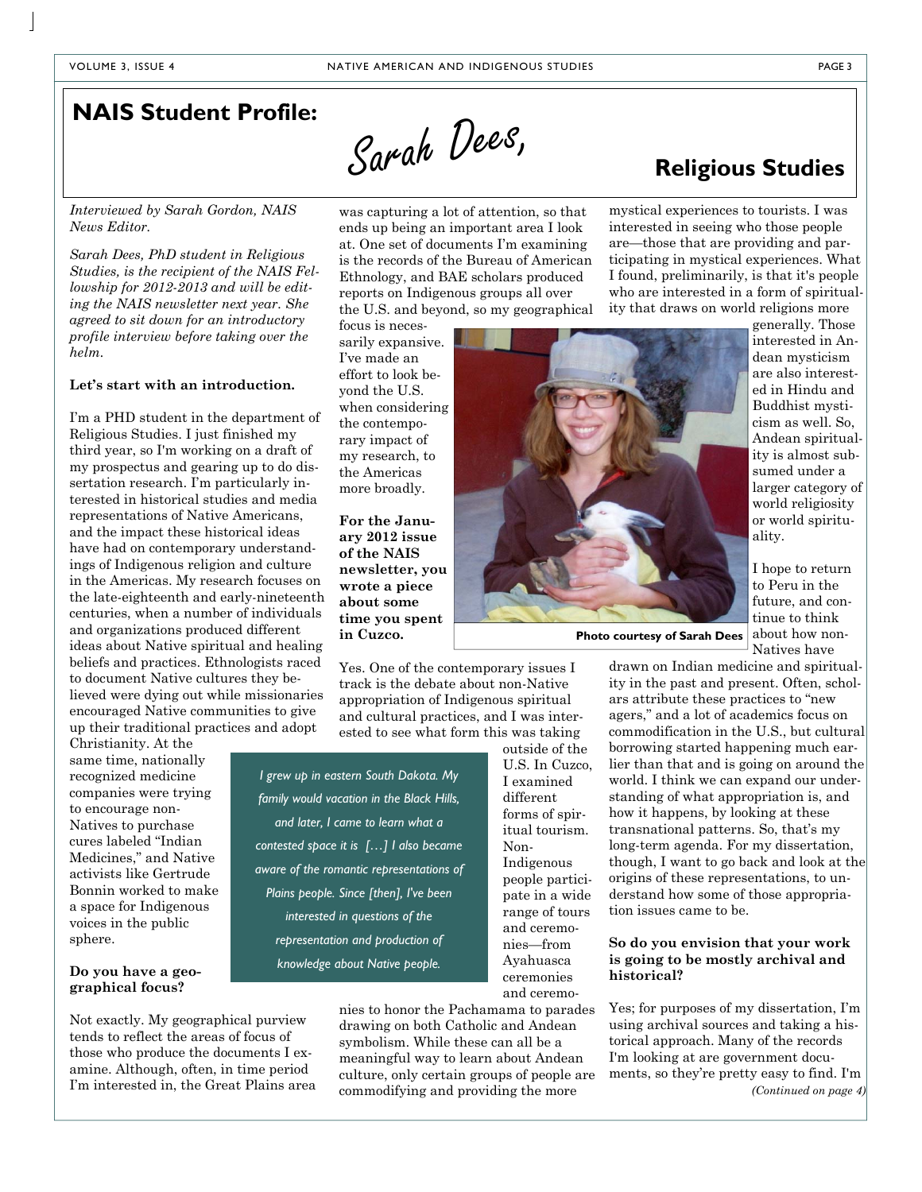# NAIS Student Profile: Sarah Dees, Religious Studies

*Interviewed by Sarah Gordon, NAIS News Editor.*

*Sarah Dees, PhD student in Religious Studies, is the recipient of the NAIS Fellowship for 2012-2013 and will be editing the NAIS newsletter next year. She agreed to sit down for an introductory profile interview before taking over the helm.*

**Let's start with an introduction.**

I'm a PHD student in the department of Religious Studies. I just finished my third year, so I'm working on a draft of my prospectus and gearing up to do dissertation research. I'm particularly interested in historical studies and media representations of Native Americans, and the impact these historical ideas have had on contemporary understandings of Indigenous religion and culture in the Americas. My research focuses on the late-eighteenth and early-nineteenth centuries, when a number of individuals and organizations produced different ideas about Native spiritual and healing beliefs and practices. Ethnologists raced to document Native cultures they believed were dying out while missionaries encouraged Native communities to give up their traditional practices and adopt Christianity. At the same time, nationally recognized medicine companies were trying to encourage non-Natives to purchase cures labeled "Indian Medicines," and Native activists like Gertrude Bonnin worked to make a space for Indigenous voices in the public sphere.

> *I grew up in eastern South Dakota. My family would vacation in the Black Hills, and later, I came to learn what a contested space it is […] I also became aware of the romantic representations of Plains people. Since [then], I've been interested in questions of the representation and production of knowledge about Native people.*

**Do you have a geographical focus?**

Not exactly. My geographical purview tends to reflect the areas of focus of those who produce the documents I examine. Although, often, in time period I'm interested in, the Great Plains area was capturing a lot of attention, so that ends up being an important area I look at. One set of documents I'm examining is the records of the Bureau of American Ethnology, and BAE scholars produced reports on Indigenous groups all over the U.S. and beyond, so my geographical focus is necessarily expansive. I've made an effort to look beyond the U.S. when considering the contemporary impact of my research, to the Americas more broadly.

**For the January 2012 issue of the NAIS newsletter, you wrote a piece about some time you spent in Cuzco.**

Photo courtesy of Sarah Dees

Yes. One of the contemporary issues I track is the debate about non-Native appropriation of Indigenous spiritual and cultural practices, and I was interested to see what form this was taking outside of the U.S. In Cuzco, I examined different forms of spiritual tourism. Non-Indigenous people participate in a wide range of tours and ceremonies—from Ayahuasca ceremonies and ceremonies to honor the Pachamama to parades drawing on both Catholic and Andean symbolism. While these can all be a meaningful way to learn about Andean culture, only certain groups of people are commodifying and providing the more mystical experiences to tourists. I was interested in seeing who those people are—those that are providing and participating in mystical experiences. What I found, preliminarily, is that it's people who are interested in a form of spirituality that draws on world religions more generally. Those interested in Andean mysticism are also interested in Hindu and Buddhist mysticism as well. So, Andean spirituality is almost subsumed under a larger category of world religiosity or world spirituality.

I hope to return to Peru in the future, and continue to think about how non-Natives have drawn on Indian medicine and spirituality in the past and present. Often, scholars attribute these practices to "new agers," and a lot of academics focus on commodification in the U.S., but cultural borrowing started happening much earlier than that and is going on around the world. I think we can expand our understanding of what appropriation is, and how it happens, by looking at these transnational patterns. So, that's my long-term agenda. For my dissertation, though, I want to go back and look at the origins of these representations, to understand how some of those appropriation issues came to be.

**So do you envision that your work is going to be mostly archival and historical?**

Yes; for purposes of my dissertation, I'm using archival sources and taking a historical approach. Many of the records I'm looking at are government documents, so they're pretty easy to find. I'm

*(Continued on page 4)*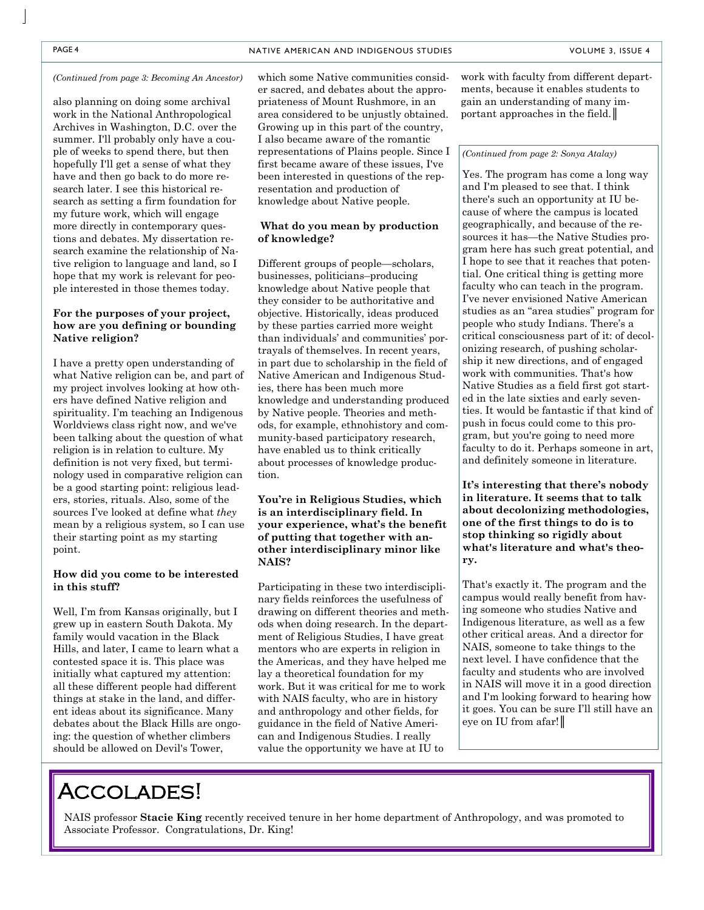*(Continued from page 3: Becoming An Ancestor)*

also planning on doing some archival work in the National Anthropological Archives in Washington, D.C. over the summer. I'll probably only have a couple of weeks to spend there, but then hopefully I'll get a sense of what they have and then go back to do more research later. I see this historical research as setting a firm foundation for my future work, which will engage more directly in contemporary questions and debates. My dissertation research examine the relationship of Native religion to language and land, so I hope that my work is relevant for people interested in those themes today.

**For the purposes of your project, how are you defining or bounding Native religion?**

I have a pretty open understanding of what Native religion can be, and part of my project involves looking at how others have defined Native religion and spirituality. I'm teaching an Indigenous Worldviews class right now, and we've been talking about the question of what religion is in relation to culture. My definition is not very fixed, but terminology used in comparative religion can be a good starting point: religious leaders, stories, rituals. Also, some of the sources I've looked at define what *they* mean by a religious system, so I can use their starting point as my starting point.

**How did you come to be interested in this stuff?**

Well, I'm from Kansas originally, but I grew up in eastern South Dakota. My family would vacation in the Black Hills, and later, I came to learn what a contested space it is. This place was initially what captured my attention: all these different people had different things at stake in the land, and different ideas about its significance. Many debates about the Black Hills are ongoing: the question of whether climbers should be allowed on Devil's Tower, which some Native communities consider sacred, and debates about the appropriateness of Mount Rushmore, in an area considered to be unjustly obtained. Growing up in this part of the country, I also became aware of the romantic representations of Plains people. Since I first became aware of these issues, I've been interested in questions of the representation and production of knowledge about Native people.

**What do you mean by production of knowledge?**

Different groups of people—scholars, businesses, politicians–producing knowledge about Native people that they consider to be authoritative and objective. Historically, ideas produced by these parties carried more weight than individuals' and communities' portrayals of themselves. In recent years, in part due to scholarship in the field of Native American and Indigenous Studies, there has been much more knowledge and understanding produced by Native people. Theories and methods, for example, ethnohistory and community-based participatory research, have enabled us to think critically about processes of knowledge production.

**You're in Religious Studies, which is an interdisciplinary field. In your experience, what's the benefit of putting that together with another interdisciplinary minor like NAIS?**

Participating in these two interdisciplinary fields reinforces the usefulness of drawing on different theories and methods when doing research. In the department of Religious Studies, I have great mentors who are experts in religion in the Americas, and they have helped me lay a theoretical foundation for my work. But it was critical for me to work with NAIS faculty, who are in history and anthropology and other fields, for guidance in the field of Native American and Indigenous Studies. I really value the opportunity we have at IU to work with faculty from different departments, because it enables students to gain an understanding of many important approaches in the field.║

*(Continued from page 2: Sonya Atalay)*

Yes. The program has come a long way and I'm pleased to see that. I think there's such an opportunity at IU because of where the campus is located geographically, and because of the resources it has—the Native Studies program here has such great potential, and I hope to see that it reaches that potential. One critical thing is getting more faculty who can teach in the program. I've never envisioned Native American studies as an "area studies" program for people who study Indians. There's a critical consciousness part of it: of decolonizing research, of pushing scholarship it new directions, and of engaged work with communities. That's how Native Studies as a field first got started in the late sixties and early seventies. It would be fantastic if that kind of push in focus could come to this program, but you're going to need more faculty to do it. Perhaps someone in art, and definitely someone in literature.

**It's interesting that there's nobody in literature. It seems that to talk about decolonizing methodologies, one of the first things to do is to stop thinking so rigidly about what's literature and what's theory.**

That's exactly it. The program and the campus would really benefit from having someone who studies Native and Indigenous literature, as well as a few other critical areas. And a director for NAIS, someone to take things to the next level. I have confidence that the faculty and students who are involved in NAIS will move it in a good direction and I'm looking forward to hearing how it goes. You can be sure I'll still have an eye on IU from afar!║

# Accolades!

NAIS professor **Stacie King** recently received tenure in her home department of Anthropology, and was promoted to Associate Professor. Congratulations, Dr. King!